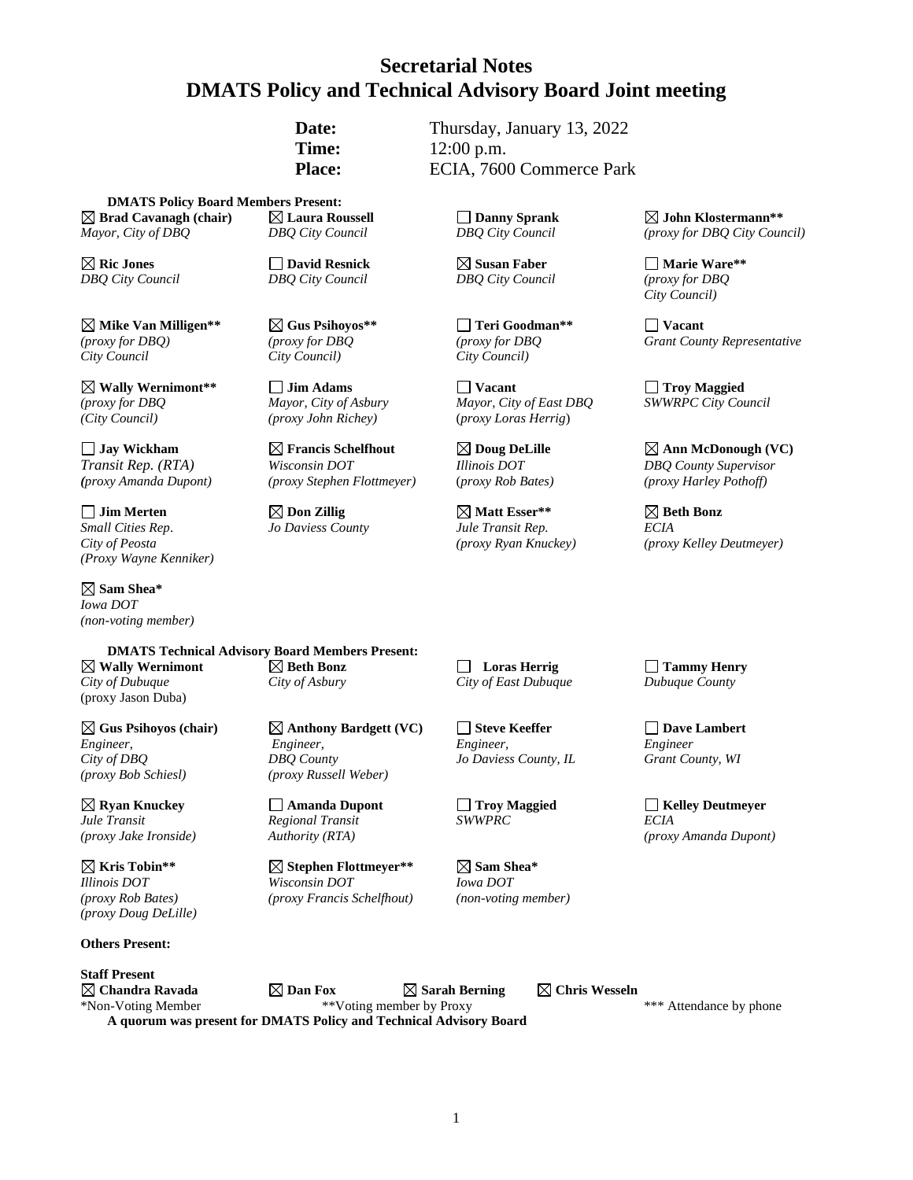# Secretarial Notes
# DMATS Policy and Technical Advisory Board Joint meeting

**Date:** Thursday, January 13, 2022
**Time:** 12:00 p.m.
**Place:** ECIA, 7600 Commerce Park

**DMATS Policy Board Members Present:**

| | | | |
|---|---|---|---|
| ☒ **Brad Cavanagh (chair)** *Mayor, City of DBQ* | ☒ **Laura Roussell** *DBQ City Council* | ☐ **Danny Sprank** *DBQ City Council* | ☒ **John Klostermann**** *(proxy for DBQ City Council)* |
| ☒ **Ric Jones** *DBQ City Council* | ☐ **David Resnick** *DBQ City Council* | ☒ **Susan Faber** *DBQ City Council* | ☐ **Marie Ware**** *(proxy for DBQ City Council)* |
| ☒ **Mike Van Milligen**** *(proxy for DBQ) City Council* | ☒ **Gus Psihoyos**** *(proxy for DBQ City Council)* | ☐ **Teri Goodman**** *(proxy for DBQ City Council)* | ☐ **Vacant** *Grant County Representative* |
| ☒ **Wally Wernimont**** *(proxy for DBQ (City Council)* | ☐ **Jim Adams** *Mayor, City of Asbury (proxy John Richey)* | ☐ **Vacant** *Mayor, City of East DBQ (proxy Loras Herrig)* | ☐ **Troy Maggied** *SWWRPC City Council* |
| ☐ **Jay Wickham** *Transit Rep. (RTA) (proxy Amanda Dupont)* | ☒ **Francis Schelfhout** *Wisconsin DOT (proxy Stephen Flottmeyer)* | ☒ **Doug DeLille** *Illinois DOT (proxy Rob Bates)* | ☒ **Ann McDonough (VC)** *DBQ County Supervisor (proxy Harley Pothoff)* |
| ☐ **Jim Merten** *Small Cities Rep. City of Peosta (Proxy Wayne Kenniker)* | ☒ **Don Zillig** *Jo Daviess County* | ☒ **Matt Esser**** *Jule Transit Rep. (proxy Ryan Knuckey)* | ☒ **Beth Bonz** *ECIA (proxy Kelley Deutmeyer)* |
| ☒ **Sam Shea*** *Iowa DOT (non-voting member)* | | | |

**DMATS Technical Advisory Board Members Present:**

| | | | |
|---|---|---|---|
| ☒ **Wally Wernimont** *City of Dubuque* (proxy Jason Duba) | ☒ **Beth Bonz** *City of Asbury* | ☐ **Loras Herrig** *City of East Dubuque* | ☐ **Tammy Henry** *Dubuque County* |
| ☒ **Gus Psihoyos (chair)** *Engineer, City of DBQ (proxy Bob Schiesl)* | ☒ **Anthony Bardgett (VC)** *Engineer, DBQ County (proxy Russell Weber)* | ☐ **Steve Keeffer** *Engineer, Jo Daviess County, IL* | ☐ **Dave Lambert** *Engineer Grant County, WI* |
| ☒ **Ryan Knuckey** *Jule Transit (proxy Jake Ironside)* | ☐ **Amanda Dupont** *Regional Transit Authority (RTA)* | ☐ **Troy Maggied** *SWWPRC* | ☐ **Kelley Deutmeyer** *ECIA (proxy Amanda Dupont)* |
| ☒ **Kris Tobin**** *Illinois DOT (proxy Rob Bates) (proxy Doug DeLille)* | ☒ **Stephen Flottmeyer**** *Wisconsin DOT (proxy Francis Schelfhout)* | ☒ **Sam Shea*** *Iowa DOT (non-voting member)* | |

**Others Present:**

**Staff Present**

☒ **Chandra Ravada** ☒ **Dan Fox** ☒ **Sarah Berning** ☒ **Chris Wesseln**

*Non-Voting Member **Voting member by Proxy *** Attendance by phone

**A quorum was present for DMATS Policy and Technical Advisory Board**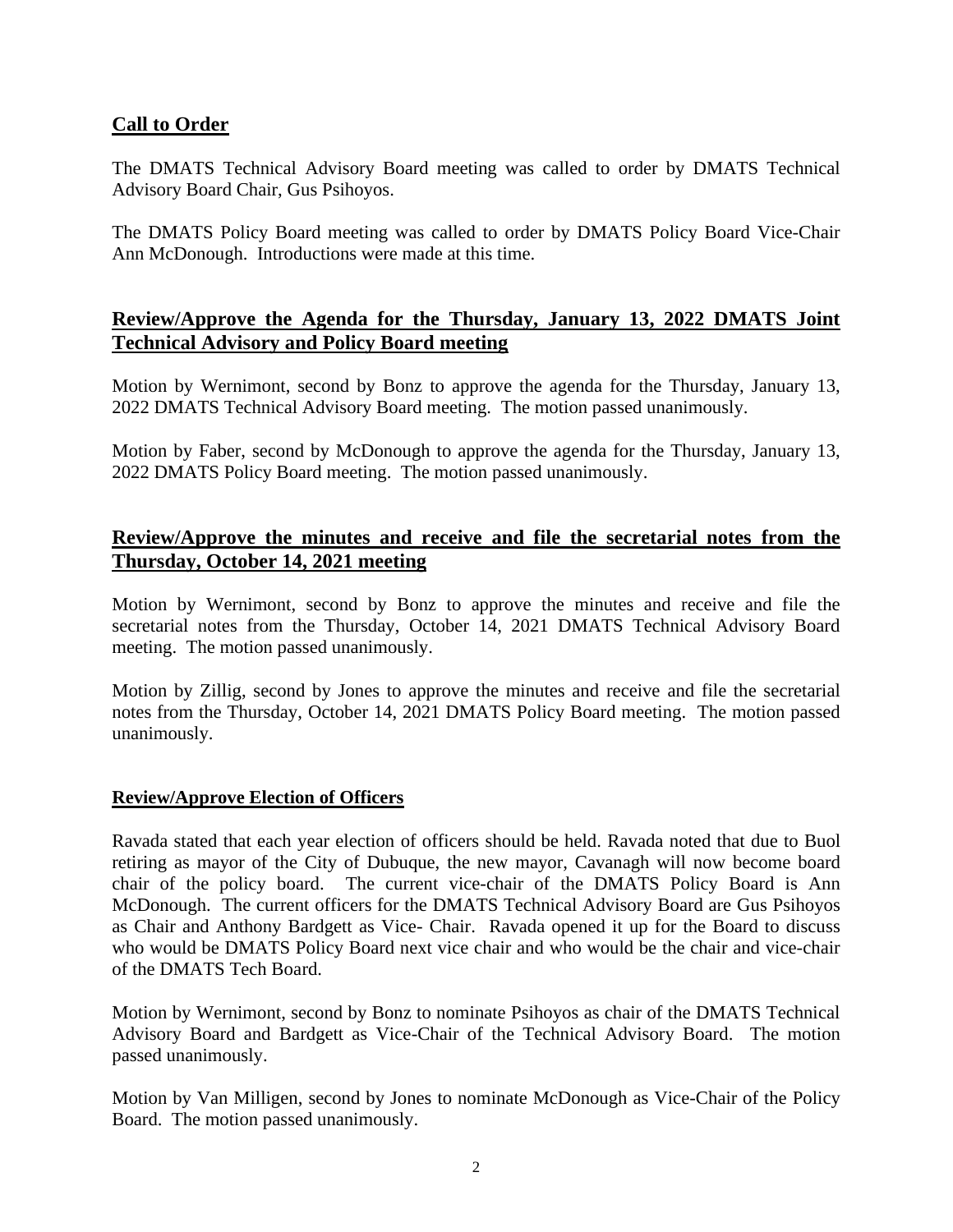## Call to Order

The DMATS Technical Advisory Board meeting was called to order by DMATS Technical Advisory Board Chair, Gus Psihoyos.

The DMATS Policy Board meeting was called to order by DMATS Policy Board Vice-Chair Ann McDonough. Introductions were made at this time.

## Review/Approve the Agenda for the Thursday, January 13, 2022 DMATS Joint Technical Advisory and Policy Board meeting

Motion by Wernimont, second by Bonz to approve the agenda for the Thursday, January 13, 2022 DMATS Technical Advisory Board meeting. The motion passed unanimously.

Motion by Faber, second by McDonough to approve the agenda for the Thursday, January 13, 2022 DMATS Policy Board meeting. The motion passed unanimously.

## Review/Approve the minutes and receive and file the secretarial notes from the Thursday, October 14, 2021 meeting

Motion by Wernimont, second by Bonz to approve the minutes and receive and file the secretarial notes from the Thursday, October 14, 2021 DMATS Technical Advisory Board meeting. The motion passed unanimously.

Motion by Zillig, second by Jones to approve the minutes and receive and file the secretarial notes from the Thursday, October 14, 2021 DMATS Policy Board meeting. The motion passed unanimously.

## Review/Approve Election of Officers

Ravada stated that each year election of officers should be held. Ravada noted that due to Buol retiring as mayor of the City of Dubuque, the new mayor, Cavanagh will now become board chair of the policy board. The current vice-chair of the DMATS Policy Board is Ann McDonough. The current officers for the DMATS Technical Advisory Board are Gus Psihoyos as Chair and Anthony Bardgett as Vice- Chair. Ravada opened it up for the Board to discuss who would be DMATS Policy Board next vice chair and who would be the chair and vice-chair of the DMATS Tech Board.

Motion by Wernimont, second by Bonz to nominate Psihoyos as chair of the DMATS Technical Advisory Board and Bardgett as Vice-Chair of the Technical Advisory Board. The motion passed unanimously.

Motion by Van Milligen, second by Jones to nominate McDonough as Vice-Chair of the Policy Board. The motion passed unanimously.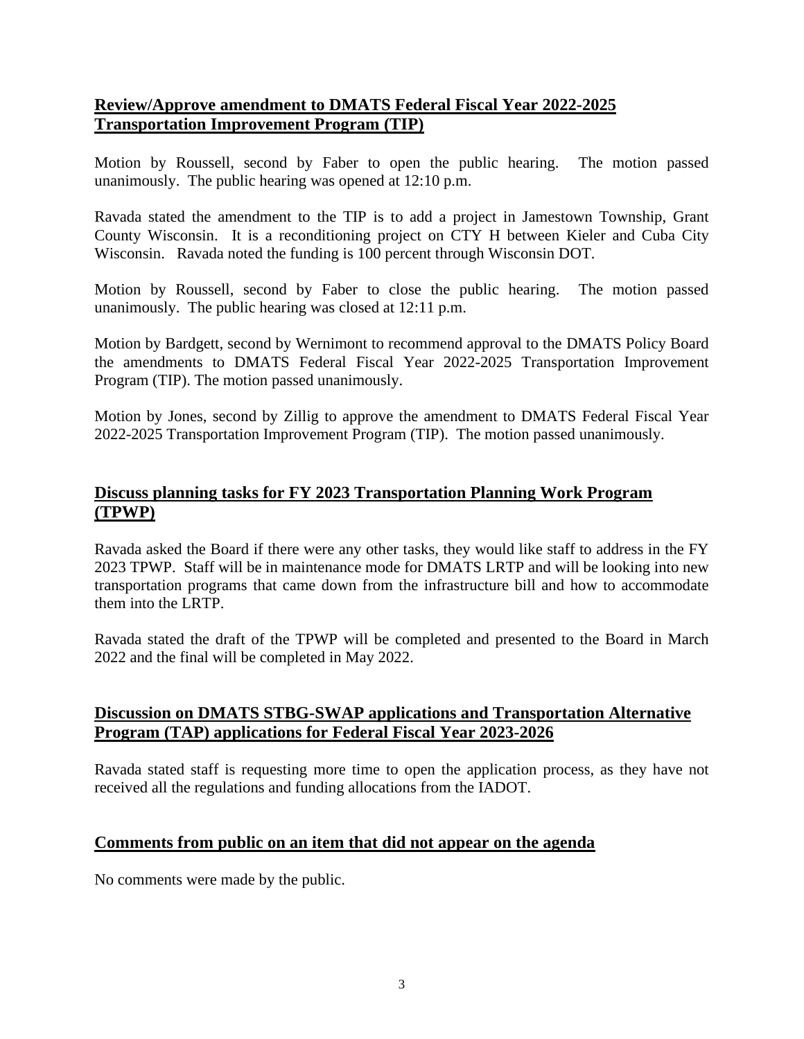**Review/Approve amendment to DMATS Federal Fiscal Year 2022-2025 Transportation Improvement Program (TIP)**

Motion by Roussell, second by Faber to open the public hearing. The motion passed unanimously. The public hearing was opened at 12:10 p.m.

Ravada stated the amendment to the TIP is to add a project in Jamestown Township, Grant County Wisconsin. It is a reconditioning project on CTY H between Kieler and Cuba City Wisconsin. Ravada noted the funding is 100 percent through Wisconsin DOT.

Motion by Roussell, second by Faber to close the public hearing. The motion passed unanimously. The public hearing was closed at 12:11 p.m.

Motion by Bardgett, second by Wernimont to recommend approval to the DMATS Policy Board the amendments to DMATS Federal Fiscal Year 2022-2025 Transportation Improvement Program (TIP). The motion passed unanimously.

Motion by Jones, second by Zillig to approve the amendment to DMATS Federal Fiscal Year 2022-2025 Transportation Improvement Program (TIP). The motion passed unanimously.

**Discuss planning tasks for FY 2023 Transportation Planning Work Program (TPWP)**

Ravada asked the Board if there were any other tasks, they would like staff to address in the FY 2023 TPWP. Staff will be in maintenance mode for DMATS LRTP and will be looking into new transportation programs that came down from the infrastructure bill and how to accommodate them into the LRTP.

Ravada stated the draft of the TPWP will be completed and presented to the Board in March 2022 and the final will be completed in May 2022.

**Discussion on DMATS STBG-SWAP applications and Transportation Alternative Program (TAP) applications for Federal Fiscal Year 2023-2026**

Ravada stated staff is requesting more time to open the application process, as they have not received all the regulations and funding allocations from the IADOT.

**Comments from public on an item that did not appear on the agenda**

No comments were made by the public.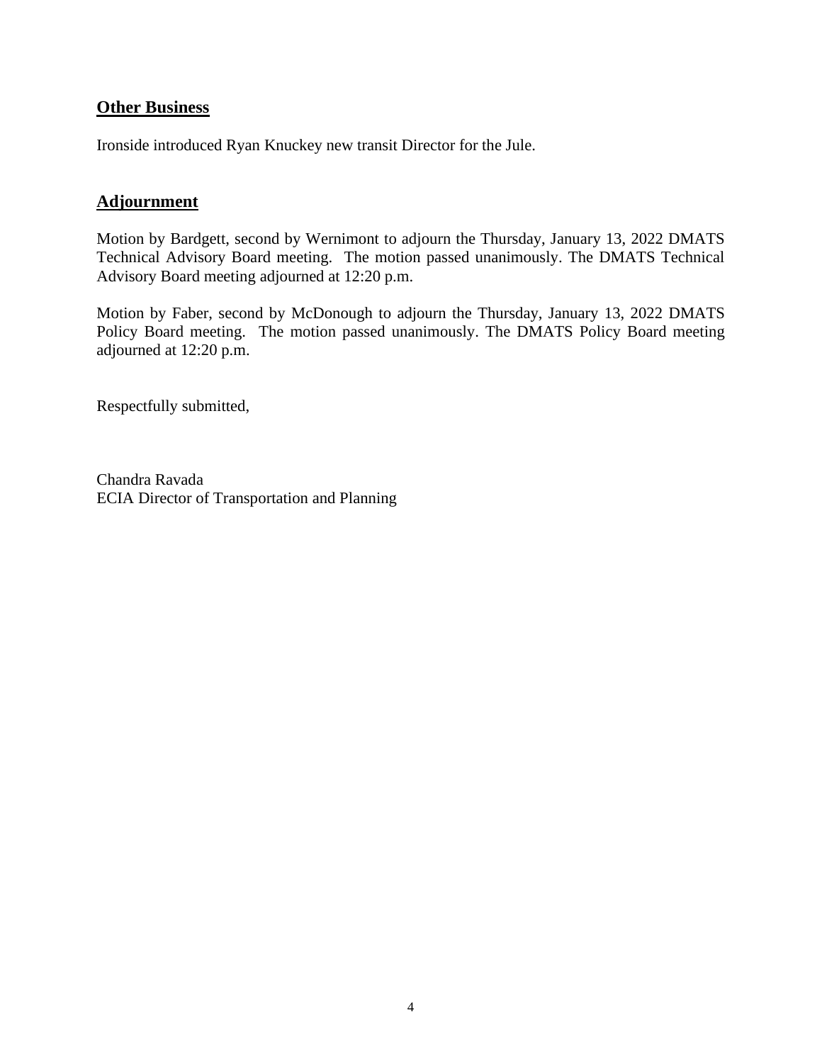## Other Business

Ironside introduced Ryan Knuckey new transit Director for the Jule.

## Adjournment

Motion by Bardgett, second by Wernimont to adjourn the Thursday, January 13, 2022 DMATS Technical Advisory Board meeting. The motion passed unanimously. The DMATS Technical Advisory Board meeting adjourned at 12:20 p.m.

Motion by Faber, second by McDonough to adjourn the Thursday, January 13, 2022 DMATS Policy Board meeting. The motion passed unanimously. The DMATS Policy Board meeting adjourned at 12:20 p.m.

Respectfully submitted,

Chandra Ravada
ECIA Director of Transportation and Planning